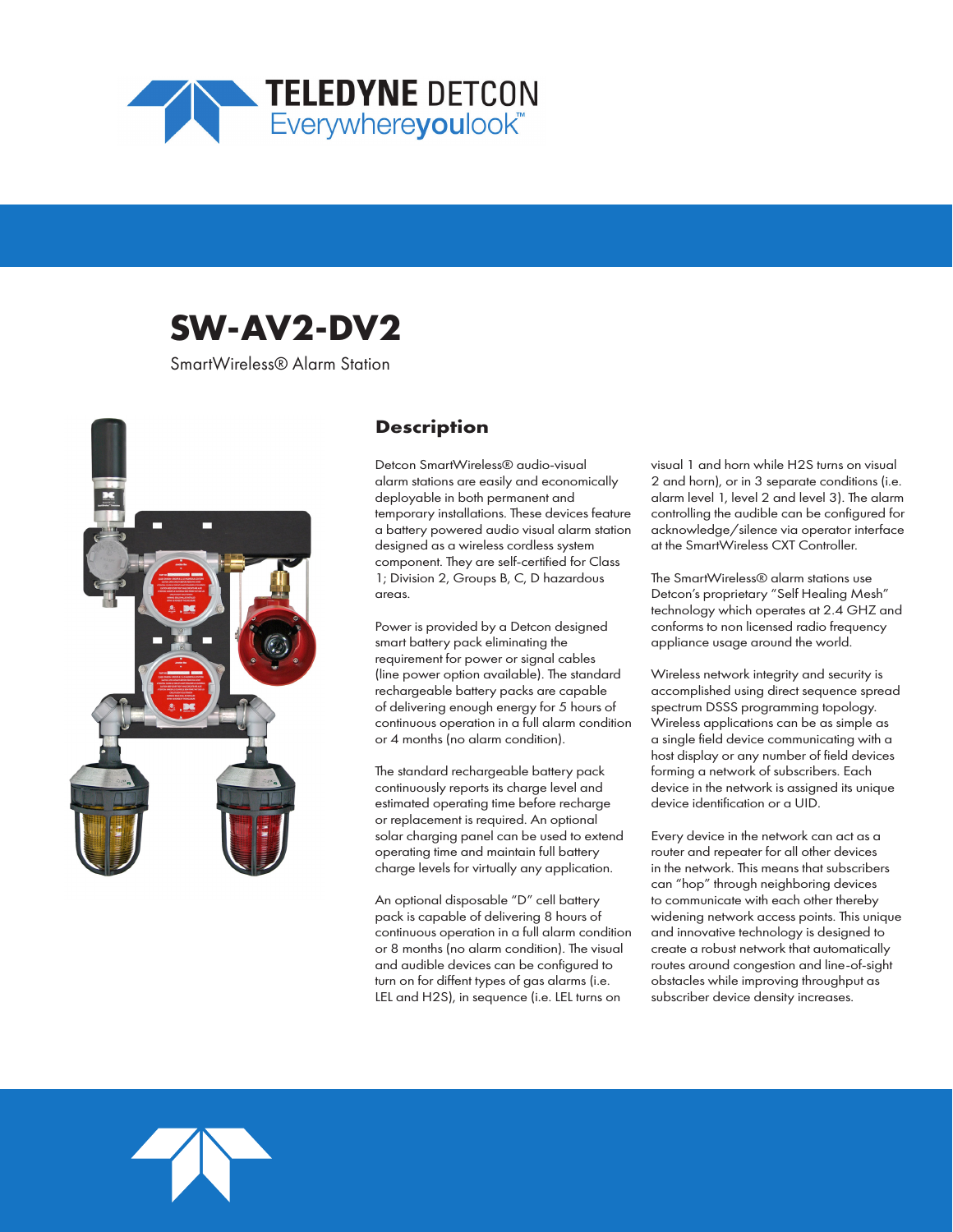TELEDYNE DETCON
Everywhereyoulook™

# SW-AV2-DV2

SmartWireless® Alarm Station

## Description

Detcon SmartWireless® audio-visual alarm stations are easily and economically deployable in both permanent and temporary installations. These devices feature a battery powered audio visual alarm station designed as a wireless cordless system component. They are self-certified for Class 1; Division 2, Groups B, C, D hazardous areas.

Power is provided by a Detcon designed smart battery pack eliminating the requirement for power or signal cables (line power option available). The standard rechargeable battery packs are capable of delivering enough energy for 5 hours of continuous operation in a full alarm condition or 4 months (no alarm condition).

The standard rechargeable battery pack continuously reports its charge level and estimated operating time before recharge or replacement is required. An optional solar charging panel can be used to extend operating time and maintain full battery charge levels for virtually any application.

An optional disposable "D" cell battery pack is capable of delivering 8 hours of continuous operation in a full alarm condition or 8 months (no alarm condition). The visual and audible devices can be configured to turn on for diffent types of gas alarms (i.e. LEL and H2S), in sequence (i.e. LEL turns on visual 1 and horn while H2S turns on visual 2 and horn), or in 3 separate conditions (i.e. alarm level 1, level 2 and level 3). The alarm controlling the audible can be configured for acknowledge/silence via operator interface at the SmartWireless CXT Controller.

The SmartWireless® alarm stations use Detcon's proprietary "Self Healing Mesh" technology which operates at 2.4 GHZ and conforms to non licensed radio frequency appliance usage around the world.

Wireless network integrity and security is accomplished using direct sequence spread spectrum DSSS programming topology. Wireless applications can be as simple as a single field device communicating with a host display or any number of field devices forming a network of subscribers. Each device in the network is assigned its unique device identification or a UID.

Every device in the network can act as a router and repeater for all other devices in the network. This means that subscribers can "hop" through neighboring devices to communicate with each other thereby widening network access points. This unique and innovative technology is designed to create a robust network that automatically routes around congestion and line-of-sight obstacles while improving throughput as subscriber device density increases.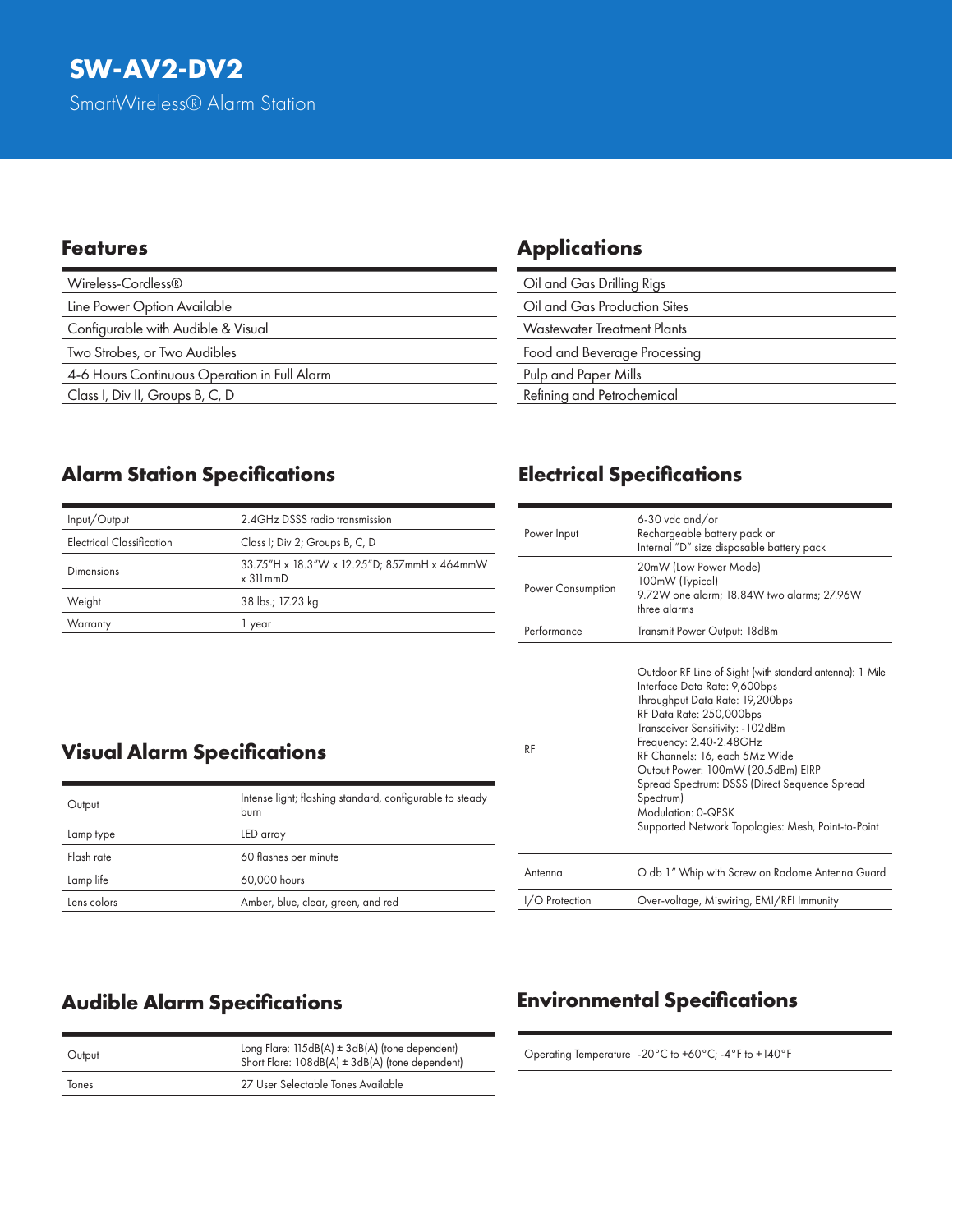# SW-AV2-DV2

SmartWireless® Alarm Station

## Features

| |
|---|
| Wireless-Cordless® |
| Line Power Option Available |
| Configurable with Audible & Visual |
| Two Strobes, or Two Audibles |
| 4-6 Hours Continuous Operation in Full Alarm |
| Class I, Div II, Groups B, C, D |

## Applications

| |
|---|
| Oil and Gas Drilling Rigs |
| Oil and Gas Production Sites |
| Wastewater Treatment Plants |
| Food and Beverage Processing |
| Pulp and Paper Mills |
| Refining and Petrochemical |

## Alarm Station Specifications

| | |
|---|---|
| Input/Output | 2.4GHz DSSS radio transmission |
| Electrical Classification | Class I; Div 2; Groups B, C, D |
| Dimensions | 33.75"H x 18.3"W x 12.25"D; 857mmH x 464mmW x 311mmD |
| Weight | 38 lbs.; 17.23 kg |
| Warranty | 1 year |

## Visual Alarm Specifications

| | |
|---|---|
| Output | Intense light; flashing standard, configurable to steady burn |
| Lamp type | LED array |
| Flash rate | 60 flashes per minute |
| Lamp life | 60,000 hours |
| Lens colors | Amber, blue, clear, green, and red |

## Audible Alarm Specifications

| | |
|---|---|
| Output | Long Flare: 115dB(A) ± 3dB(A) (tone dependent)<br>Short Flare: 108dB(A) ± 3dB(A) (tone dependent) |
| Tones | 27 User Selectable Tones Available |

## Electrical Specifications

| | |
|---|---|
| Power Input | 6-30 vdc and/or<br>Rechargeable battery pack or<br>Internal "D" size disposable battery pack |
| Power Consumption | 20mW (Low Power Mode)<br>100mW (Typical)<br>9.72W one alarm; 18.84W two alarms; 27.96W three alarms |
| Performance | Transmit Power Output: 18dBm |
| RF | Outdoor RF Line of Sight (with standard antenna): 1 Mile<br>Interface Data Rate: 9,600bps<br>Throughput Data Rate: 19,200bps<br>RF Data Rate: 250,000bps<br>Transceiver Sensitivity: -102dBm<br>Frequency: 2.40-2.48GHz<br>RF Channels: 16, each 5Mz Wide<br>Output Power: 100mW (20.5dBm) EIRP<br>Spread Spectrum: DSSS (Direct Sequence Spread Spectrum)<br>Modulation: 0-QPSK<br>Supported Network Topologies: Mesh, Point-to-Point |
| Antenna | O db 1" Whip with Screw on Radome Antenna Guard |
| I/O Protection | Over-voltage, Miswiring, EMI/RFI Immunity |

## Environmental Specifications

| | |
|---|---|
| Operating Temperature | -20°C to +60°C; -4°F to +140°F |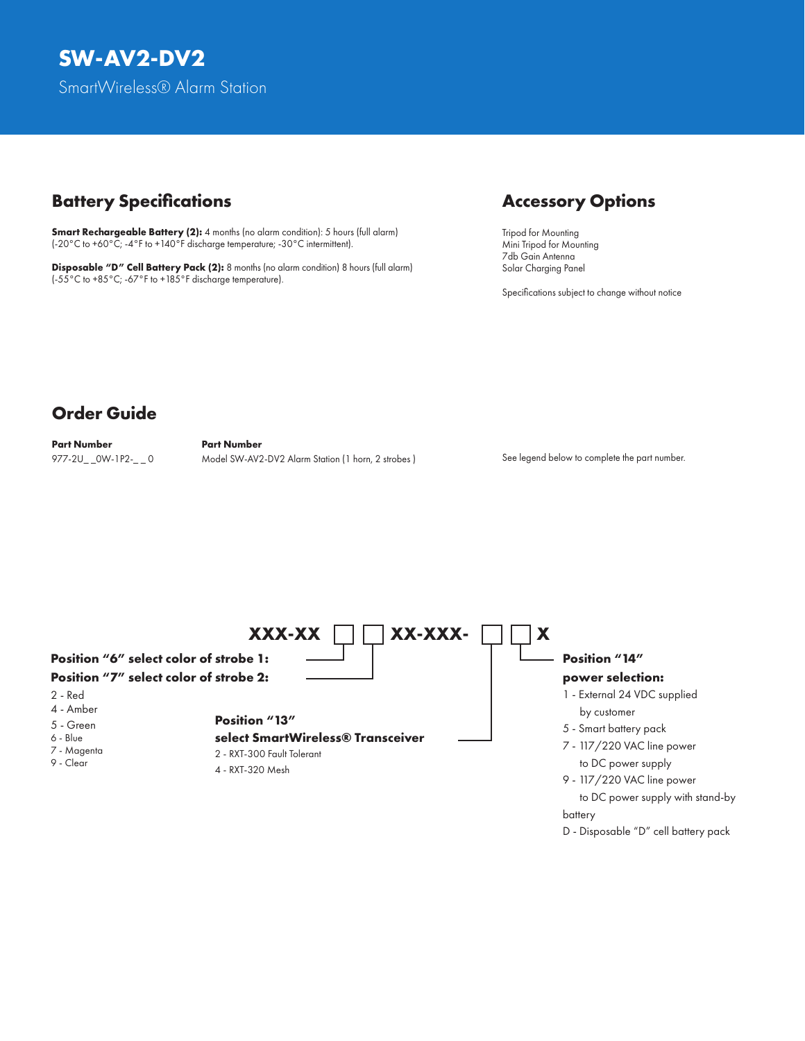# SW-AV2-DV2

SmartWireless® Alarm Station

## Battery Specifications

**Smart Rechargeable Battery (2):** 4 months (no alarm condition): 5 hours (full alarm) (-20°C to +60°C; -4°F to +140°F discharge temperature; -30°C intermittent).

**Disposable "D" Cell Battery Pack (2):** 8 months (no alarm condition) 8 hours (full alarm) (-55°C to +85°C; -67°F to +185°F discharge temperature).

## Accessory Options

Tripod for Mounting
Mini Tripod for Mounting
7db Gain Antenna
Solar Charging Panel

Specifications subject to change without notice

## Order Guide

| Part Number | Part Number |
|---|---|
| 977-2U_ _0W-1P2-_ _ 0 | Model SW-AV2-DV2 Alarm Station (1 horn, 2 strobes ) |

See legend below to complete the part number.

**XXX-XX ☐ ☐ XX-XXX- ☐ ☐ X**

**Position "6" select color of strobe 1:**
**Position "7" select color of strobe 2:**

2 - Red
4 - Amber
5 - Green
6 - Blue
7 - Magenta
9 - Clear

**Position "13" select SmartWireless® Transceiver**

2 - RXT-300 Fault Tolerant
4 - RXT-320 Mesh

**Position "14" power selection:**

1 - External 24 VDC supplied by customer
5 - Smart battery pack
7 - 117/220 VAC line power to DC power supply
9 - 117/220 VAC line power to DC power supply with stand-by battery
D - Disposable "D" cell battery pack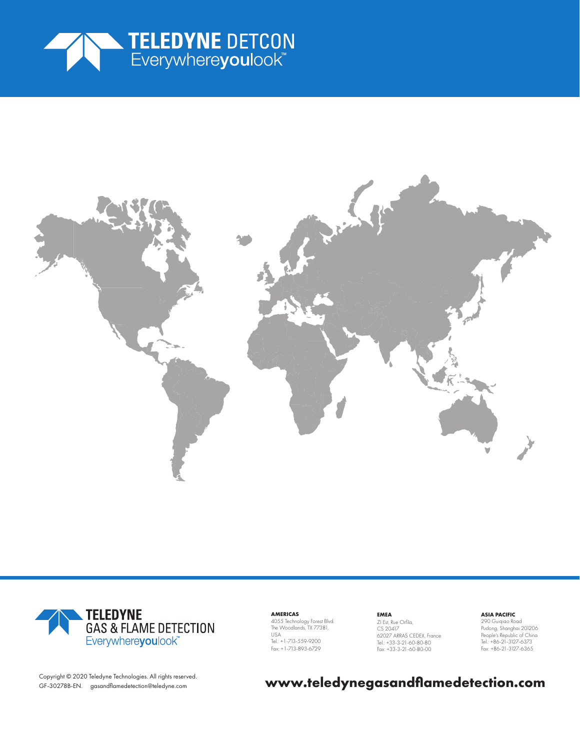TELEDYNE DETCON
Everywhere**you**look™

TELEDYNE
GAS & FLAME DETECTION
Everywhere**you**look™

**AMERICAS**
4055 Technology Forest Blvd.
The Woodlands, TX 77381,
USA
Tel.: +1-713-559-9200
Fax: +1-713-893-6729

**EMEA**
ZI Est, Rue Orfila,
CS 20417
62027 ARRAS CEDEX, France
Tel.: +33-3-21-60-80-80
Fax: +33-3-21-60-80-00

**ASIA PACIFIC**
290 Guiqiao Road
Pudong, Shanghai 201206
People's Republic of China
Tel.: +86-21-3127-6373
Fax: +86-21-3127-6365

Copyright © 2020 Teledyne Technologies. All rights reserved.
GF-30278B-EN. gasandflamedetection@teledyne.com

**www.teledynegasandflamedetection.com**